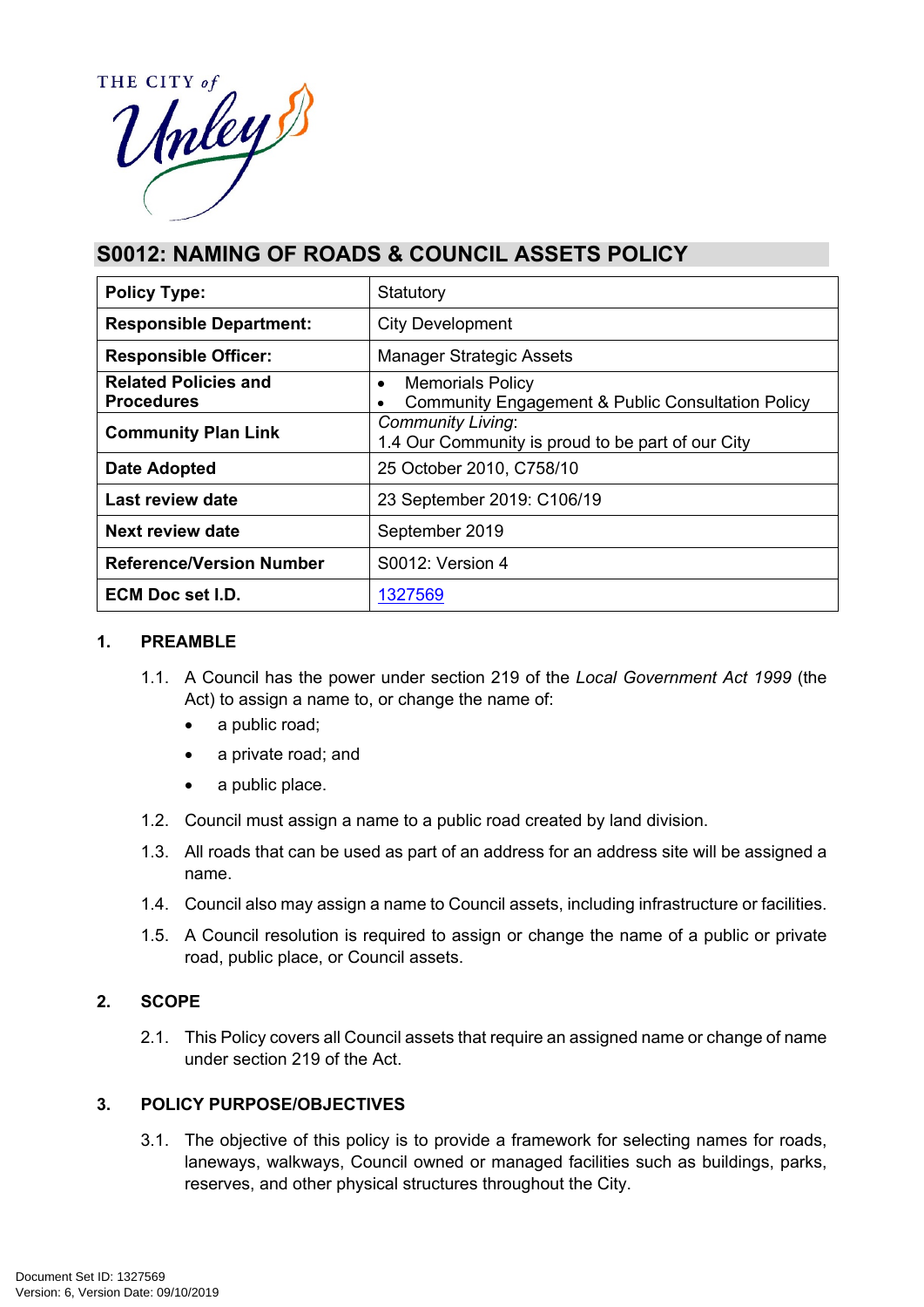THE CITY of Unley

# S0012: NAMING OF ROADS & COUNCIL ASSETS POLICY

| | |
|---|---|
| **Policy Type:** | Statutory |
| **Responsible Department:** | City Development |
| **Responsible Officer:** | Manager Strategic Assets |
| **Related Policies and Procedures** | • Memorials Policy<br>• Community Engagement & Public Consultation Policy |
| **Community Plan Link** | *Community Living*:<br>1.4 Our Community is proud to be part of our City |
| **Date Adopted** | 25 October 2010, C758/10 |
| **Last review date** | 23 September 2019: C106/19 |
| **Next review date** | September 2019 |
| **Reference/Version Number** | S0012: Version 4 |
| **ECM Doc set I.D.** | 1327569 |

## 1. PREAMBLE

1.1. A Council has the power under section 219 of the *Local Government Act 1999* (the Act) to assign a name to, or change the name of:

- a public road;
- a private road; and
- a public place.

1.2. Council must assign a name to a public road created by land division.

1.3. All roads that can be used as part of an address for an address site will be assigned a name.

1.4. Council also may assign a name to Council assets, including infrastructure or facilities.

1.5. A Council resolution is required to assign or change the name of a public or private road, public place, or Council assets.

## 2. SCOPE

2.1. This Policy covers all Council assets that require an assigned name or change of name under section 219 of the Act.

## 3. POLICY PURPOSE/OBJECTIVES

3.1. The objective of this policy is to provide a framework for selecting names for roads, laneways, walkways, Council owned or managed facilities such as buildings, parks, reserves, and other physical structures throughout the City.

Document Set ID: 1327569
Version: 6, Version Date: 09/10/2019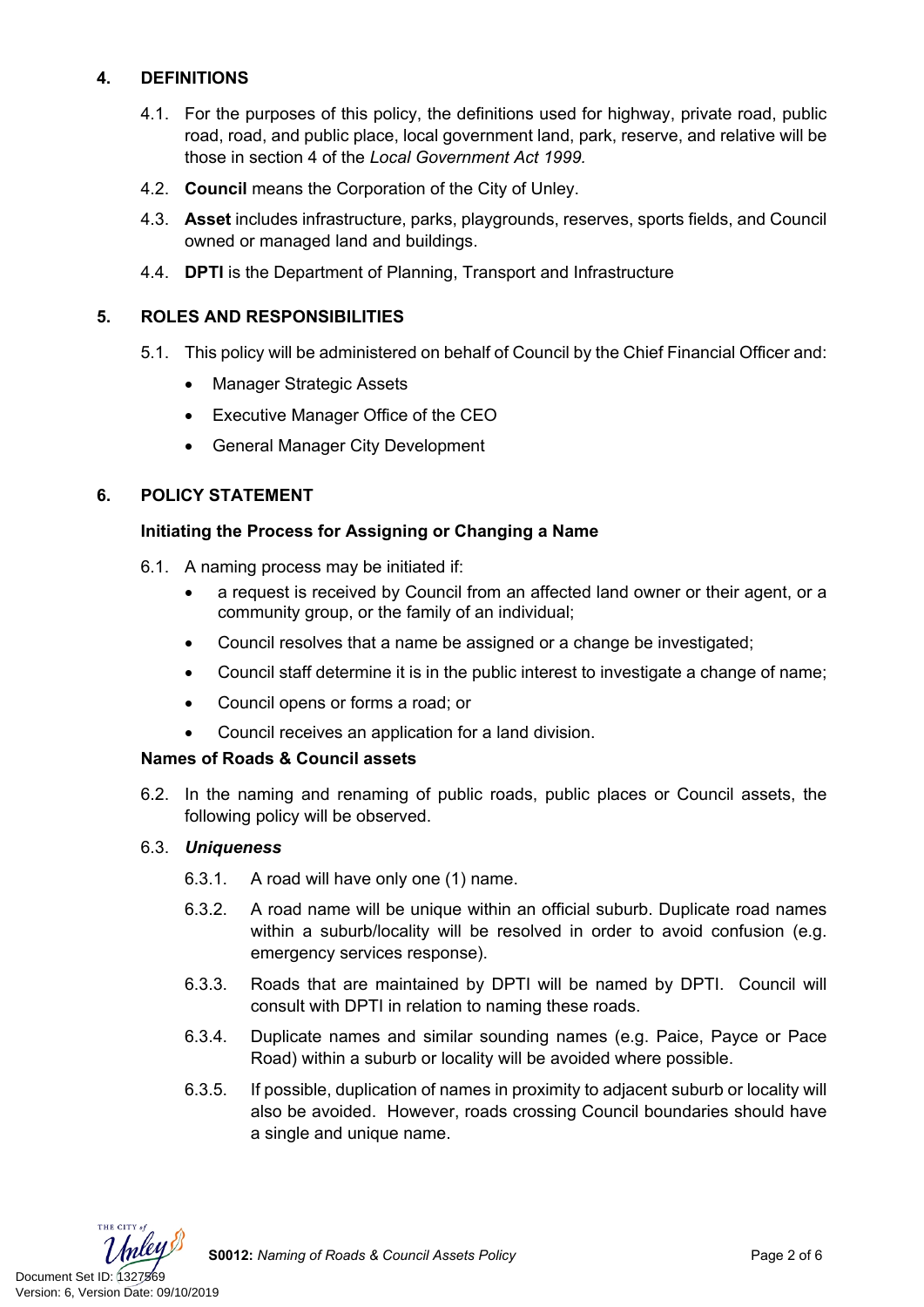## 4. DEFINITIONS

4.1. For the purposes of this policy, the definitions used for highway, private road, public road, road, and public place, local government land, park, reserve, and relative will be those in section 4 of the *Local Government Act 1999.*

4.2. **Council** means the Corporation of the City of Unley.

4.3. **Asset** includes infrastructure, parks, playgrounds, reserves, sports fields, and Council owned or managed land and buildings.

4.4. **DPTI** is the Department of Planning, Transport and Infrastructure

## 5. ROLES AND RESPONSIBILITIES

5.1. This policy will be administered on behalf of Council by the Chief Financial Officer and:

- Manager Strategic Assets
- Executive Manager Office of the CEO
- General Manager City Development

## 6. POLICY STATEMENT

### Initiating the Process for Assigning or Changing a Name

6.1. A naming process may be initiated if:

- a request is received by Council from an affected land owner or their agent, or a community group, or the family of an individual;
- Council resolves that a name be assigned or a change be investigated;
- Council staff determine it is in the public interest to investigate a change of name;
- Council opens or forms a road; or
- Council receives an application for a land division.

### Names of Roads & Council assets

6.2. In the naming and renaming of public roads, public places or Council assets, the following policy will be observed.

6.3. ***Uniqueness***

6.3.1. A road will have only one (1) name.

6.3.2. A road name will be unique within an official suburb. Duplicate road names within a suburb/locality will be resolved in order to avoid confusion (e.g. emergency services response).

6.3.3. Roads that are maintained by DPTI will be named by DPTI. Council will consult with DPTI in relation to naming these roads.

6.3.4. Duplicate names and similar sounding names (e.g. Paice, Payce or Pace Road) within a suburb or locality will be avoided where possible.

6.3.5. If possible, duplication of names in proximity to adjacent suburb or locality will also be avoided. However, roads crossing Council boundaries should have a single and unique name.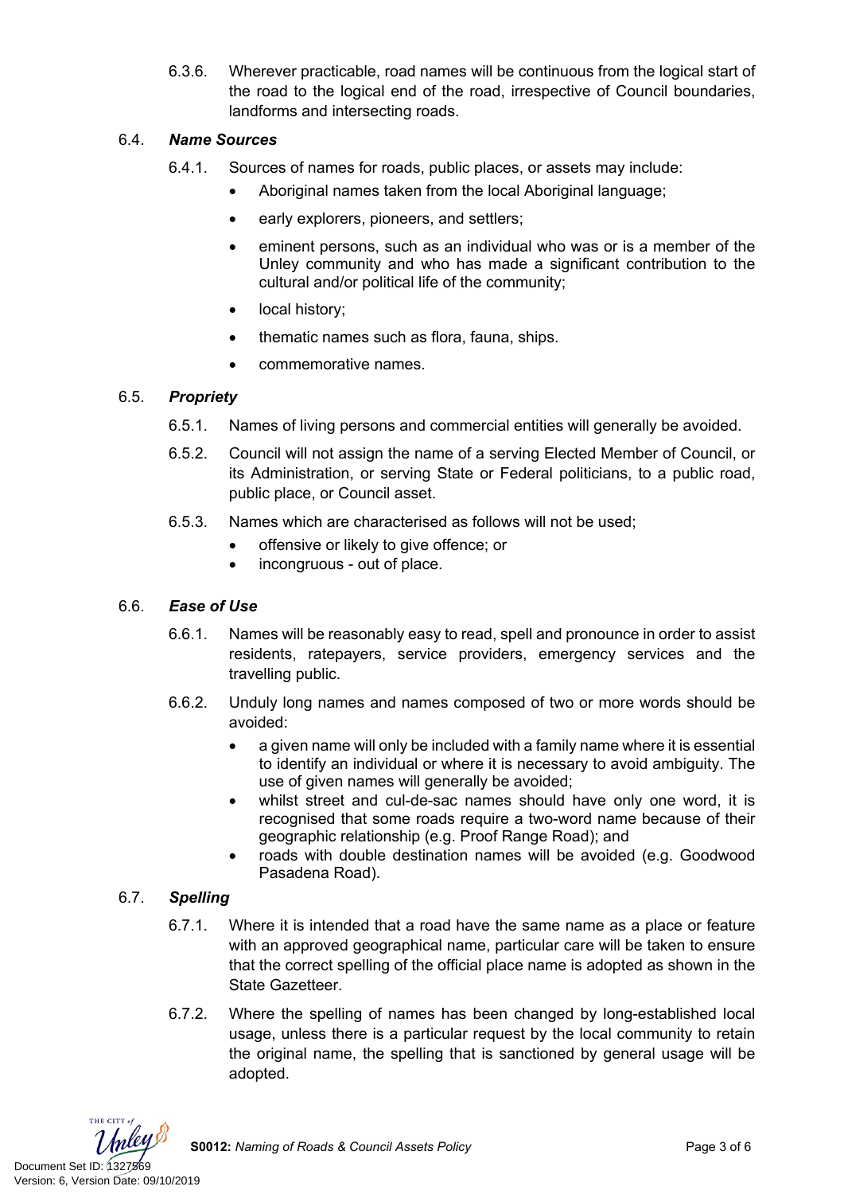6.3.6. Wherever practicable, road names will be continuous from the logical start of the road to the logical end of the road, irrespective of Council boundaries, landforms and intersecting roads.

### 6.4. *Name Sources*

6.4.1. Sources of names for roads, public places, or assets may include:

- Aboriginal names taken from the local Aboriginal language;
- early explorers, pioneers, and settlers;
- eminent persons, such as an individual who was or is a member of the Unley community and who has made a significant contribution to the cultural and/or political life of the community;
- local history;
- thematic names such as flora, fauna, ships.
- commemorative names.

### 6.5. *Propriety*

6.5.1. Names of living persons and commercial entities will generally be avoided.

6.5.2. Council will not assign the name of a serving Elected Member of Council, or its Administration, or serving State or Federal politicians, to a public road, public place, or Council asset.

6.5.3. Names which are characterised as follows will not be used;

- offensive or likely to give offence; or
- incongruous - out of place.

### 6.6. *Ease of Use*

6.6.1. Names will be reasonably easy to read, spell and pronounce in order to assist residents, ratepayers, service providers, emergency services and the travelling public.

6.6.2. Unduly long names and names composed of two or more words should be avoided:

- a given name will only be included with a family name where it is essential to identify an individual or where it is necessary to avoid ambiguity. The use of given names will generally be avoided;
- whilst street and cul-de-sac names should have only one word, it is recognised that some roads require a two-word name because of their geographic relationship (e.g. Proof Range Road); and
- roads with double destination names will be avoided (e.g. Goodwood Pasadena Road).

### 6.7. *Spelling*

6.7.1. Where it is intended that a road have the same name as a place or feature with an approved geographical name, particular care will be taken to ensure that the correct spelling of the official place name is adopted as shown in the State Gazetteer.

6.7.2. Where the spelling of names has been changed by long-established local usage, unless there is a particular request by the local community to retain the original name, the spelling that is sanctioned by general usage will be adopted.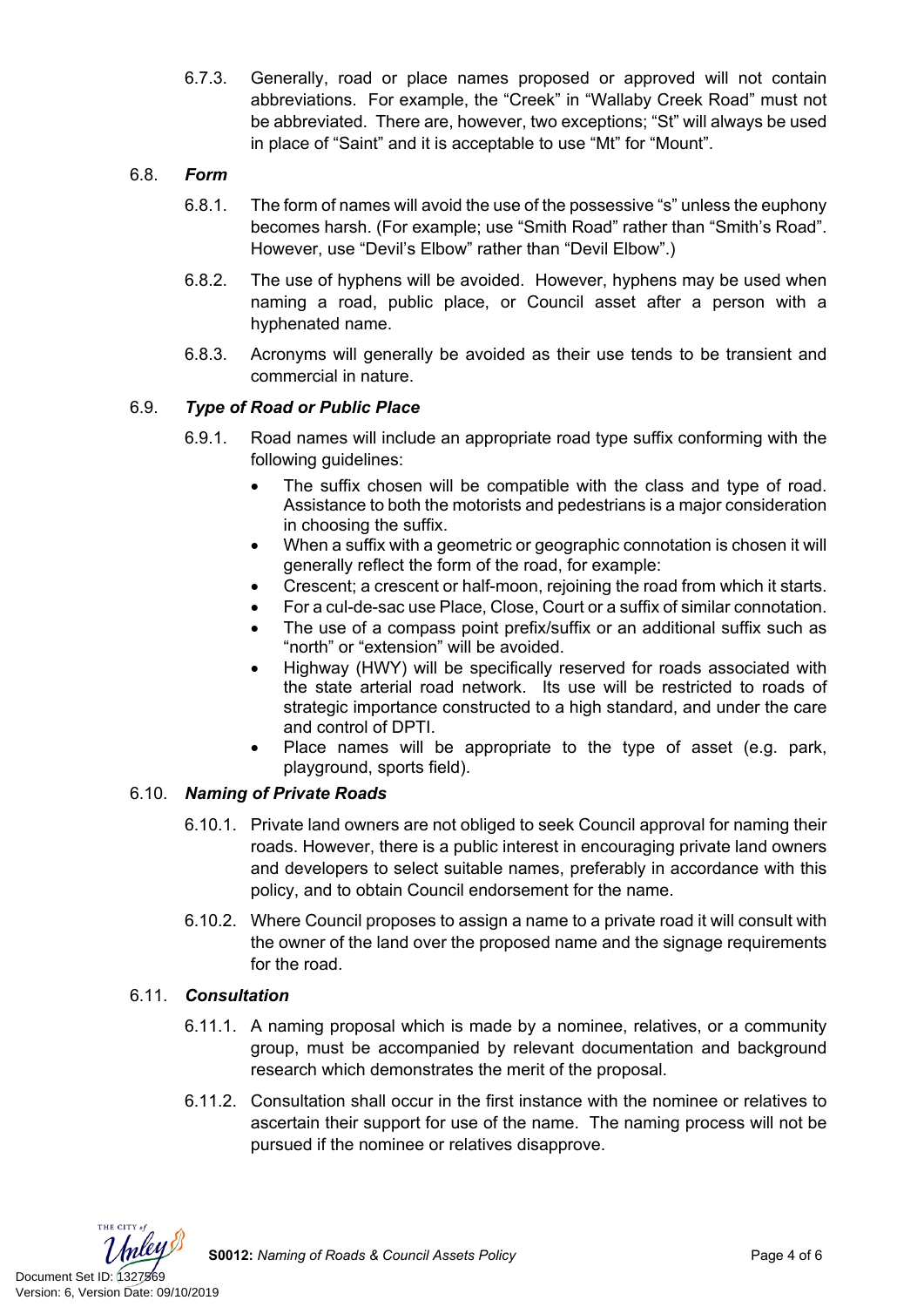6.7.3. Generally, road or place names proposed or approved will not contain abbreviations. For example, the "Creek" in "Wallaby Creek Road" must not be abbreviated. There are, however, two exceptions; "St" will always be used in place of "Saint" and it is acceptable to use "Mt" for "Mount".

### 6.8. *Form*

6.8.1. The form of names will avoid the use of the possessive "s" unless the euphony becomes harsh. (For example; use "Smith Road" rather than "Smith's Road". However, use "Devil's Elbow" rather than "Devil Elbow".)

6.8.2. The use of hyphens will be avoided. However, hyphens may be used when naming a road, public place, or Council asset after a person with a hyphenated name.

6.8.3. Acronyms will generally be avoided as their use tends to be transient and commercial in nature.

### 6.9. *Type of Road or Public Place*

6.9.1. Road names will include an appropriate road type suffix conforming with the following guidelines:

- The suffix chosen will be compatible with the class and type of road. Assistance to both the motorists and pedestrians is a major consideration in choosing the suffix.
- When a suffix with a geometric or geographic connotation is chosen it will generally reflect the form of the road, for example:
- Crescent; a crescent or half-moon, rejoining the road from which it starts.
- For a cul-de-sac use Place, Close, Court or a suffix of similar connotation.
- The use of a compass point prefix/suffix or an additional suffix such as "north" or "extension" will be avoided.
- Highway (HWY) will be specifically reserved for roads associated with the state arterial road network. Its use will be restricted to roads of strategic importance constructed to a high standard, and under the care and control of DPTI.
- Place names will be appropriate to the type of asset (e.g. park, playground, sports field).

### 6.10. *Naming of Private Roads*

6.10.1. Private land owners are not obliged to seek Council approval for naming their roads. However, there is a public interest in encouraging private land owners and developers to select suitable names, preferably in accordance with this policy, and to obtain Council endorsement for the name.

6.10.2. Where Council proposes to assign a name to a private road it will consult with the owner of the land over the proposed name and the signage requirements for the road.

### 6.11. *Consultation*

6.11.1. A naming proposal which is made by a nominee, relatives, or a community group, must be accompanied by relevant documentation and background research which demonstrates the merit of the proposal.

6.11.2. Consultation shall occur in the first instance with the nominee or relatives to ascertain their support for use of the name. The naming process will not be pursued if the nominee or relatives disapprove.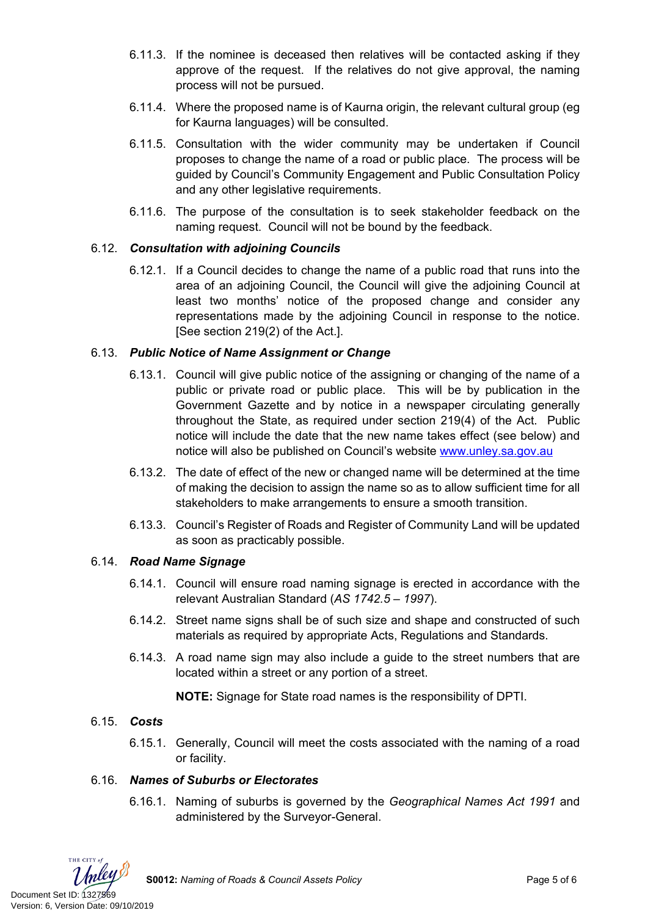6.11.3. If the nominee is deceased then relatives will be contacted asking if they approve of the request. If the relatives do not give approval, the naming process will not be pursued.

6.11.4. Where the proposed name is of Kaurna origin, the relevant cultural group (eg for Kaurna languages) will be consulted.

6.11.5. Consultation with the wider community may be undertaken if Council proposes to change the name of a road or public place. The process will be guided by Council's Community Engagement and Public Consultation Policy and any other legislative requirements.

6.11.6. The purpose of the consultation is to seek stakeholder feedback on the naming request. Council will not be bound by the feedback.

### 6.12. *Consultation with adjoining Councils*

6.12.1. If a Council decides to change the name of a public road that runs into the area of an adjoining Council, the Council will give the adjoining Council at least two months' notice of the proposed change and consider any representations made by the adjoining Council in response to the notice. [See section 219(2) of the Act.].

### 6.13. *Public Notice of Name Assignment or Change*

6.13.1. Council will give public notice of the assigning or changing of the name of a public or private road or public place. This will be by publication in the Government Gazette and by notice in a newspaper circulating generally throughout the State, as required under section 219(4) of the Act. Public notice will include the date that the new name takes effect (see below) and notice will also be published on Council's website www.unley.sa.gov.au

6.13.2. The date of effect of the new or changed name will be determined at the time of making the decision to assign the name so as to allow sufficient time for all stakeholders to make arrangements to ensure a smooth transition.

6.13.3. Council's Register of Roads and Register of Community Land will be updated as soon as practicably possible.

### 6.14. *Road Name Signage*

6.14.1. Council will ensure road naming signage is erected in accordance with the relevant Australian Standard (*AS 1742.5 – 1997*).

6.14.2. Street name signs shall be of such size and shape and constructed of such materials as required by appropriate Acts, Regulations and Standards.

6.14.3. A road name sign may also include a guide to the street numbers that are located within a street or any portion of a street.

**NOTE:** Signage for State road names is the responsibility of DPTI.

### 6.15. *Costs*

6.15.1. Generally, Council will meet the costs associated with the naming of a road or facility.

### 6.16. *Names of Suburbs or Electorates*

6.16.1. Naming of suburbs is governed by the *Geographical Names Act 1991* and administered by the Surveyor-General.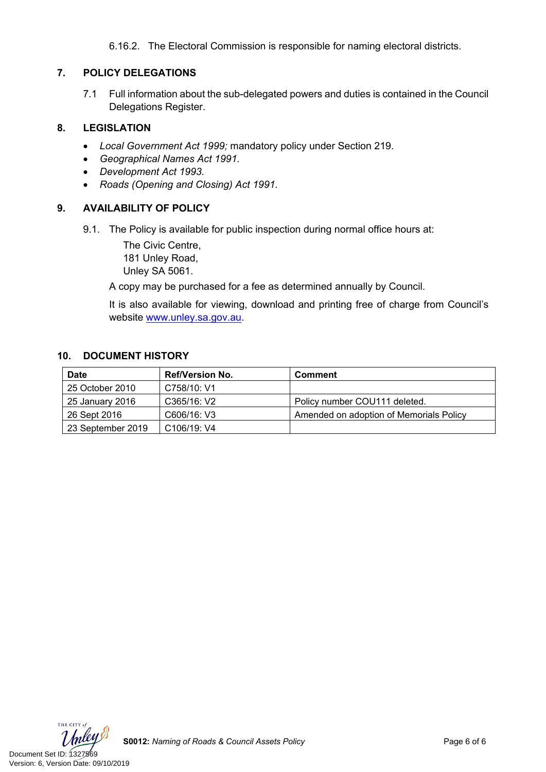6.16.2. The Electoral Commission is responsible for naming electoral districts.

## 7. POLICY DELEGATIONS

7.1 Full information about the sub-delegated powers and duties is contained in the Council Delegations Register.

## 8. LEGISLATION

- *Local Government Act 1999;* mandatory policy under Section 219.
- *Geographical Names Act 1991.*
- *Development Act 1993.*
- *Roads (Opening and Closing) Act 1991.*

## 9. AVAILABILITY OF POLICY

9.1. The Policy is available for public inspection during normal office hours at:

The Civic Centre,
181 Unley Road,
Unley SA 5061.

A copy may be purchased for a fee as determined annually by Council.

It is also available for viewing, download and printing free of charge from Council's website www.unley.sa.gov.au.

## 10. DOCUMENT HISTORY

| Date | Ref/Version No. | Comment |
|---|---|---|
| 25 October 2010 | C758/10: V1 | |
| 25 January 2016 | C365/16: V2 | Policy number COU111 deleted. |
| 26 Sept 2016 | C606/16: V3 | Amended on adoption of Memorials Policy |
| 23 September 2019 | C106/19: V4 | |

Document Set ID: 1327569
Version: 6, Version Date: 09/10/2019